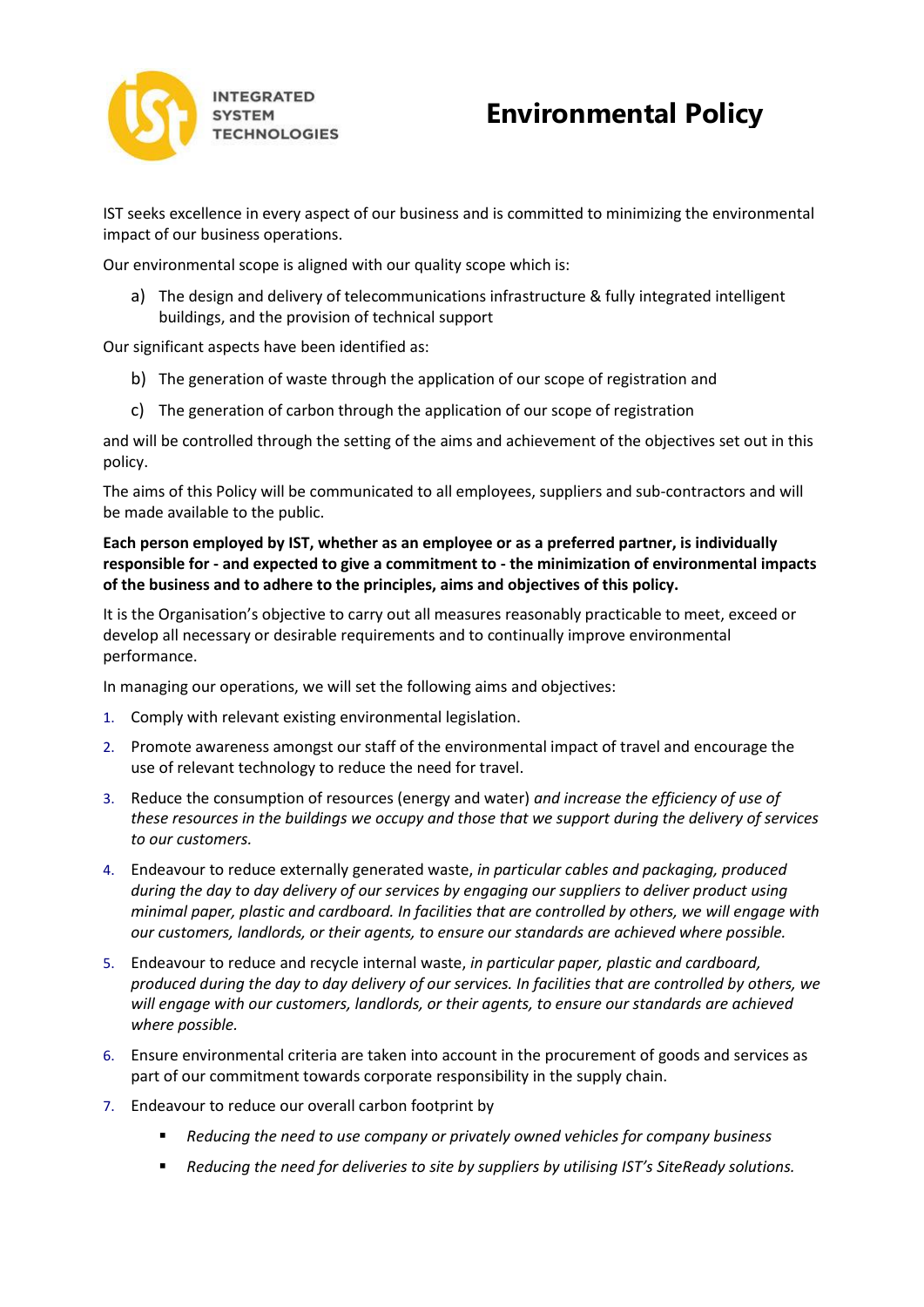INTEGRATED SYSTEM TECHNOLOGIES

# Environmental Policy

IST seeks excellence in every aspect of our business and is committed to minimizing the environmental impact of our business operations.

Our environmental scope is aligned with our quality scope which is:

a) The design and delivery of telecommunications infrastructure & fully integrated intelligent buildings, and the provision of technical support

Our significant aspects have been identified as:

b) The generation of waste through the application of our scope of registration and

c) The generation of carbon through the application of our scope of registration

and will be controlled through the setting of the aims and achievement of the objectives set out in this policy.

The aims of this Policy will be communicated to all employees, suppliers and sub-contractors and will be made available to the public.

**Each person employed by IST, whether as an employee or as a preferred partner, is individually responsible for - and expected to give a commitment to - the minimization of environmental impacts of the business and to adhere to the principles, aims and objectives of this policy.**

It is the Organisation's objective to carry out all measures reasonably practicable to meet, exceed or develop all necessary or desirable requirements and to continually improve environmental performance.

In managing our operations, we will set the following aims and objectives:

1. Comply with relevant existing environmental legislation.
2. Promote awareness amongst our staff of the environmental impact of travel and encourage the use of relevant technology to reduce the need for travel.
3. Reduce the consumption of resources (energy and water) *and increase the efficiency of use of these resources in the buildings we occupy and those that we support during the delivery of services to our customers.*
4. Endeavour to reduce externally generated waste, *in particular cables and packaging, produced during the day to day delivery of our services by engaging our suppliers to deliver product using minimal paper, plastic and cardboard. In facilities that are controlled by others, we will engage with our customers, landlords, or their agents, to ensure our standards are achieved where possible.*
5. Endeavour to reduce and recycle internal waste, *in particular paper, plastic and cardboard, produced during the day to day delivery of our services. In facilities that are controlled by others, we will engage with our customers, landlords, or their agents, to ensure our standards are achieved where possible.*
6. Ensure environmental criteria are taken into account in the procurement of goods and services as part of our commitment towards corporate responsibility in the supply chain.
7. Endeavour to reduce our overall carbon footprint by
   - *Reducing the need to use company or privately owned vehicles for company business*
   - *Reducing the need for deliveries to site by suppliers by utilising IST's SiteReady solutions.*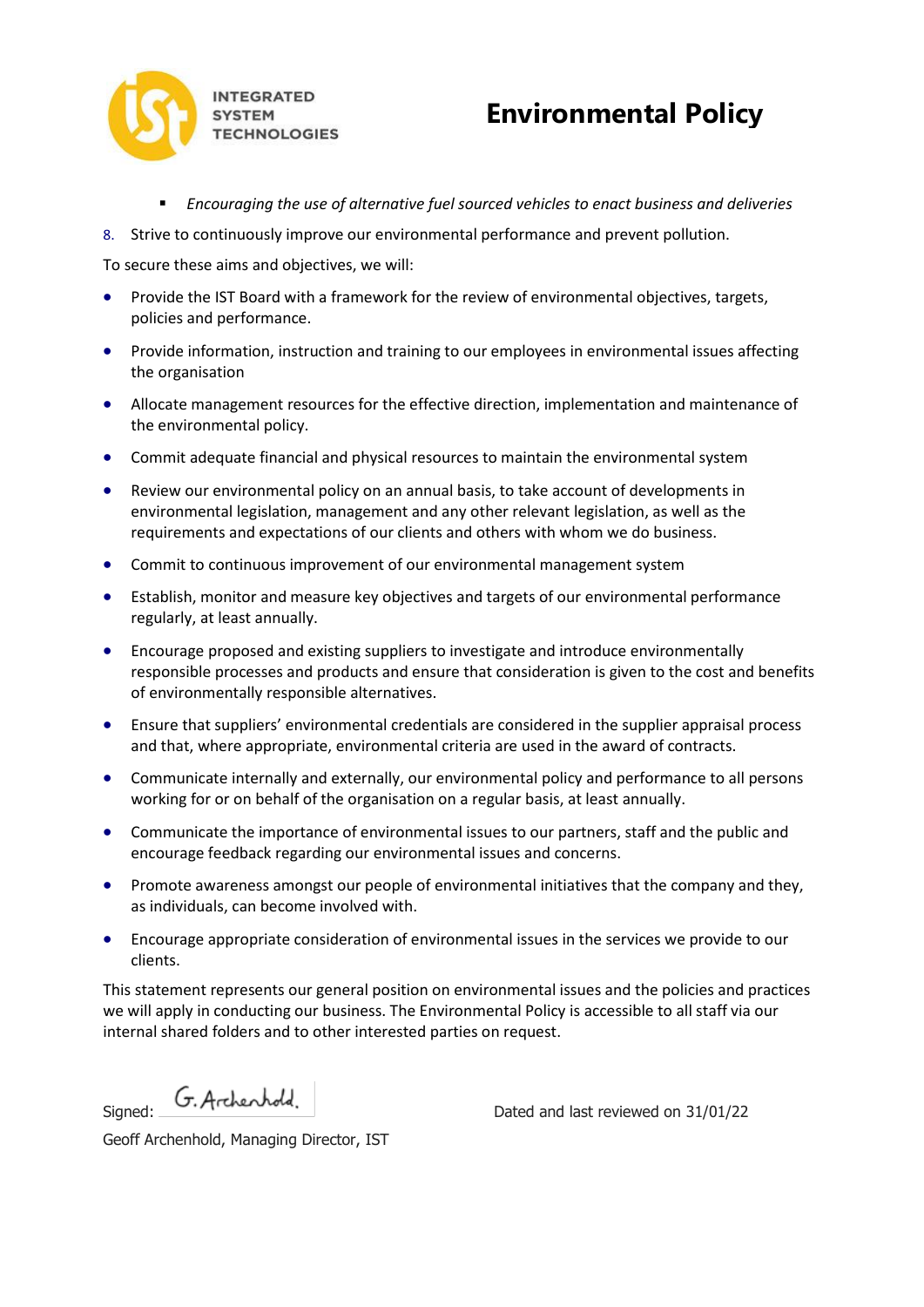# Environmental Policy

- *Encouraging the use of alternative fuel sourced vehicles to enact business and deliveries*

8. Strive to continuously improve our environmental performance and prevent pollution.

To secure these aims and objectives, we will:

- Provide the IST Board with a framework for the review of environmental objectives, targets, policies and performance.
- Provide information, instruction and training to our employees in environmental issues affecting the organisation
- Allocate management resources for the effective direction, implementation and maintenance of the environmental policy.
- Commit adequate financial and physical resources to maintain the environmental system
- Review our environmental policy on an annual basis, to take account of developments in environmental legislation, management and any other relevant legislation, as well as the requirements and expectations of our clients and others with whom we do business.
- Commit to continuous improvement of our environmental management system
- Establish, monitor and measure key objectives and targets of our environmental performance regularly, at least annually.
- Encourage proposed and existing suppliers to investigate and introduce environmentally responsible processes and products and ensure that consideration is given to the cost and benefits of environmentally responsible alternatives.
- Ensure that suppliers' environmental credentials are considered in the supplier appraisal process and that, where appropriate, environmental criteria are used in the award of contracts.
- Communicate internally and externally, our environmental policy and performance to all persons working for or on behalf of the organisation on a regular basis, at least annually.
- Communicate the importance of environmental issues to our partners, staff and the public and encourage feedback regarding our environmental issues and concerns.
- Promote awareness amongst our people of environmental initiatives that the company and they, as individuals, can become involved with.
- Encourage appropriate consideration of environmental issues in the services we provide to our clients.

This statement represents our general position on environmental issues and the policies and practices we will apply in conducting our business. The Environmental Policy is accessible to all staff via our internal shared folders and to other interested parties on request.

Signed: G. Archenhold.

Geoff Archenhold, Managing Director, IST

Dated and last reviewed on 31/01/22